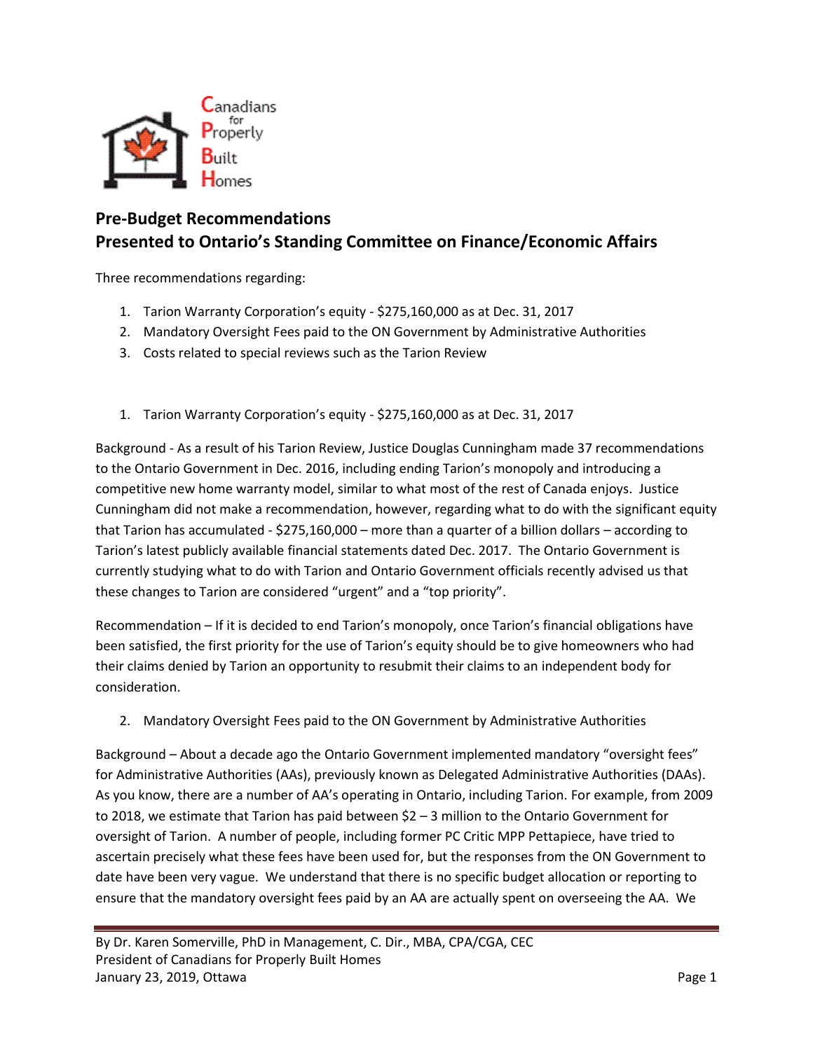Canadians for Properly Built Homes

## Pre-Budget Recommendations
## Presented to Ontario's Standing Committee on Finance/Economic Affairs

Three recommendations regarding:

1. Tarion Warranty Corporation's equity - $275,160,000 as at Dec. 31, 2017
2. Mandatory Oversight Fees paid to the ON Government by Administrative Authorities
3. Costs related to special reviews such as the Tarion Review

1. Tarion Warranty Corporation's equity - $275,160,000 as at Dec. 31, 2017

Background - As a result of his Tarion Review, Justice Douglas Cunningham made 37 recommendations to the Ontario Government in Dec. 2016, including ending Tarion's monopoly and introducing a competitive new home warranty model, similar to what most of the rest of Canada enjoys. Justice Cunningham did not make a recommendation, however, regarding what to do with the significant equity that Tarion has accumulated - $275,160,000 – more than a quarter of a billion dollars – according to Tarion's latest publicly available financial statements dated Dec. 2017. The Ontario Government is currently studying what to do with Tarion and Ontario Government officials recently advised us that these changes to Tarion are considered "urgent" and a "top priority".

Recommendation – If it is decided to end Tarion's monopoly, once Tarion's financial obligations have been satisfied, the first priority for the use of Tarion's equity should be to give homeowners who had their claims denied by Tarion an opportunity to resubmit their claims to an independent body for consideration.

2. Mandatory Oversight Fees paid to the ON Government by Administrative Authorities

Background – About a decade ago the Ontario Government implemented mandatory "oversight fees" for Administrative Authorities (AAs), previously known as Delegated Administrative Authorities (DAAs). As you know, there are a number of AA's operating in Ontario, including Tarion. For example, from 2009 to 2018, we estimate that Tarion has paid between $2 – 3 million to the Ontario Government for oversight of Tarion. A number of people, including former PC Critic MPP Pettapiece, have tried to ascertain precisely what these fees have been used for, but the responses from the ON Government to date have been very vague. We understand that there is no specific budget allocation or reporting to ensure that the mandatory oversight fees paid by an AA are actually spent on overseeing the AA. We

By Dr. Karen Somerville, PhD in Management, C. Dir., MBA, CPA/CGA, CEC
President of Canadians for Properly Built Homes
January 23, 2019, Ottawa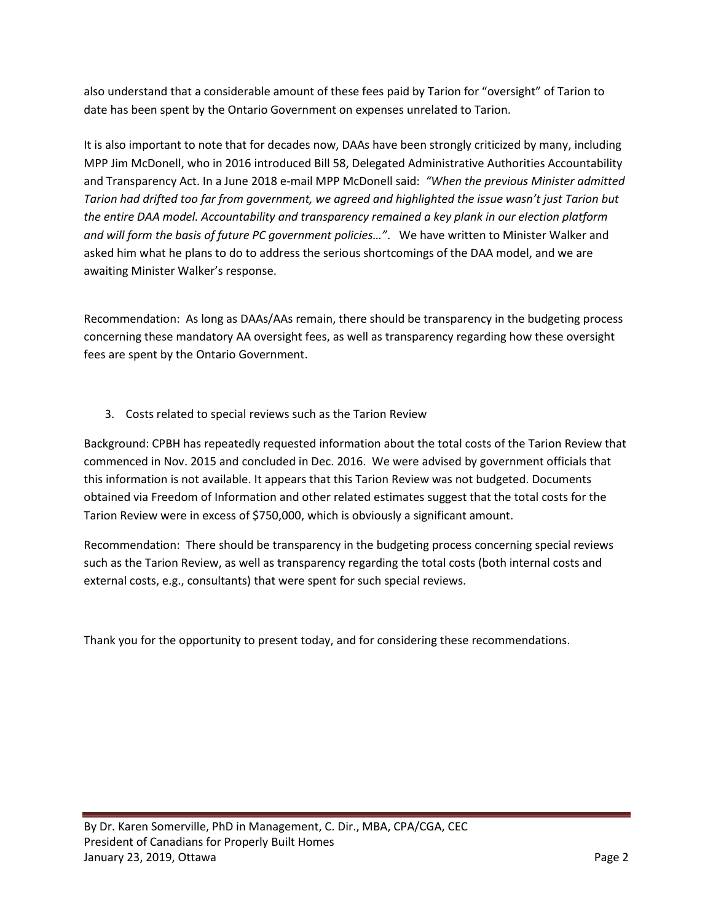also understand that a considerable amount of these fees paid by Tarion for "oversight" of Tarion to date has been spent by the Ontario Government on expenses unrelated to Tarion.

It is also important to note that for decades now, DAAs have been strongly criticized by many, including MPP Jim McDonell, who in 2016 introduced Bill 58, Delegated Administrative Authorities Accountability and Transparency Act. In a June 2018 e-mail MPP McDonell said: *"When the previous Minister admitted Tarion had drifted too far from government, we agreed and highlighted the issue wasn't just Tarion but the entire DAA model. Accountability and transparency remained a key plank in our election platform and will form the basis of future PC government policies…"*. We have written to Minister Walker and asked him what he plans to do to address the serious shortcomings of the DAA model, and we are awaiting Minister Walker's response.

Recommendation: As long as DAAs/AAs remain, there should be transparency in the budgeting process concerning these mandatory AA oversight fees, as well as transparency regarding how these oversight fees are spent by the Ontario Government.

3. Costs related to special reviews such as the Tarion Review

Background: CPBH has repeatedly requested information about the total costs of the Tarion Review that commenced in Nov. 2015 and concluded in Dec. 2016. We were advised by government officials that this information is not available. It appears that this Tarion Review was not budgeted. Documents obtained via Freedom of Information and other related estimates suggest that the total costs for the Tarion Review were in excess of $750,000, which is obviously a significant amount.

Recommendation: There should be transparency in the budgeting process concerning special reviews such as the Tarion Review, as well as transparency regarding the total costs (both internal costs and external costs, e.g., consultants) that were spent for such special reviews.

Thank you for the opportunity to present today, and for considering these recommendations.

By Dr. Karen Somerville, PhD in Management, C. Dir., MBA, CPA/CGA, CEC
President of Canadians for Properly Built Homes
January 23, 2019, Ottawa